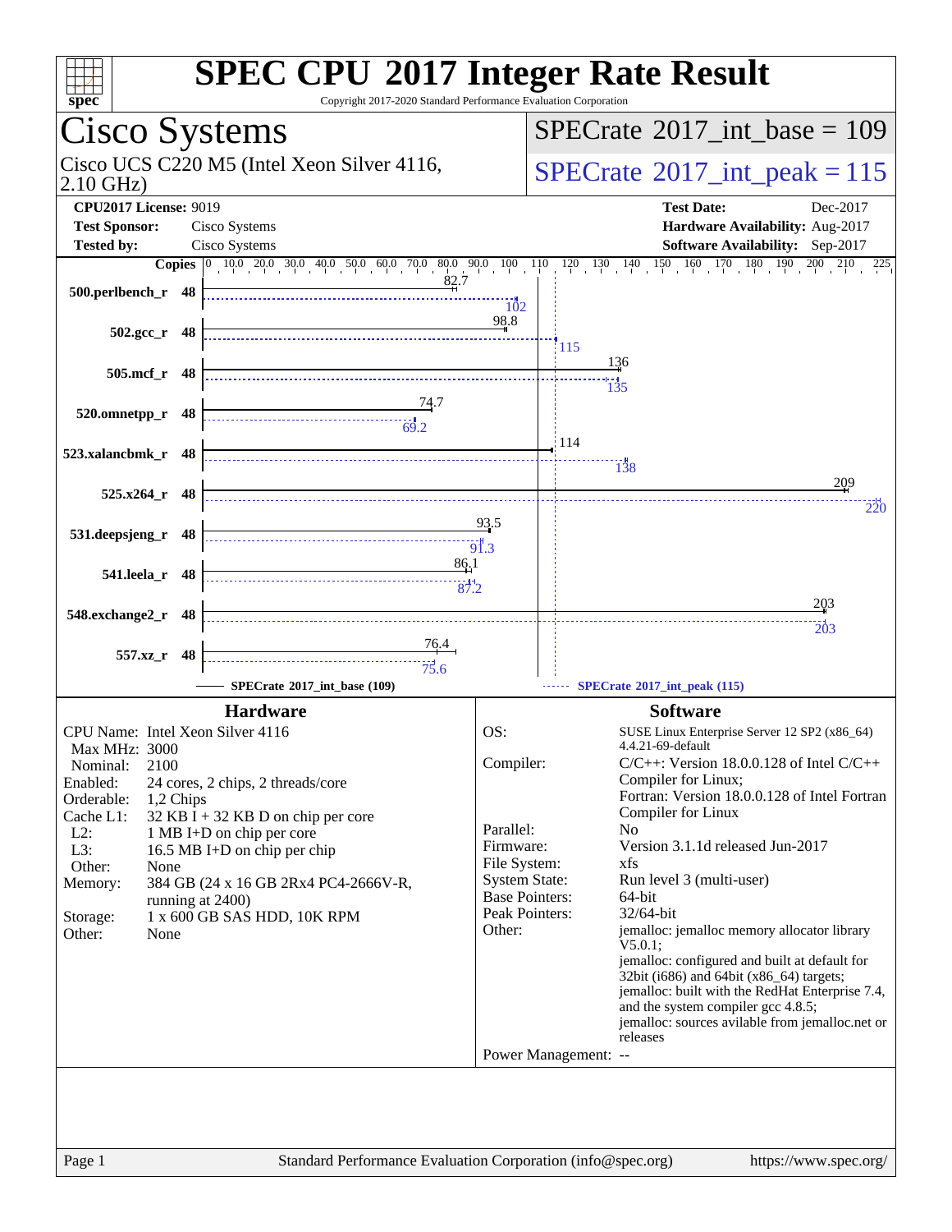# SPEC CPU 2017 Integer Rate Result

Copyright 2017-2020 Standard Performance Evaluation Corporation

## Cisco Systems

Cisco UCS C220 M5 (Intel Xeon Silver 4116, 2.10 GHz)

**SPECrate 2017_int_base = 109**

**SPECrate 2017_int_peak = 115**

| | | | |
|---|---|---|---|
| **CPU2017 License:** | 9019 | **Test Date:** | Dec-2017 |
| **Test Sponsor:** | Cisco Systems | **Hardware Availability:** | Aug-2017 |
| **Tested by:** | Cisco Systems | **Software Availability:** | Sep-2017 |

| Benchmark | Copies | SPECrate 2017_int_base (109) | SPECrate 2017_int_peak (115) |
|---|---|---|---|
| 500.perlbench_r | 48 | 82.7 | 102 |
| 502.gcc_r | 48 | 98.8 | 115 |
| 505.mcf_r | 48 | 136 | 135 |
| 520.omnetpp_r | 48 | 74.7 | 69.2 |
| 523.xalancbmk_r | 48 | 114 | 138 |
| 525.x264_r | 48 | 209 | 220 |
| 531.deepsjeng_r | 48 | 93.5 | 91.3 |
| 541.leela_r | 48 | 86.1 | 87.2 |
| 548.exchange2_r | 48 | 203 | 203 |
| 557.xz_r | 48 | 76.4 | 75.6 |

## Hardware

| | |
|---|---|
| CPU Name: | Intel Xeon Silver 4116 |
| Max MHz: | 3000 |
| Nominal: | 2100 |
| Enabled: | 24 cores, 2 chips, 2 threads/core |
| Orderable: | 1,2 Chips |
| Cache L1: | 32 KB I + 32 KB D on chip per core |
| L2: | 1 MB I+D on chip per core |
| L3: | 16.5 MB I+D on chip per chip |
| Other: | None |
| Memory: | 384 GB (24 x 16 GB 2Rx4 PC4-2666V-R, running at 2400) |
| Storage: | 1 x 600 GB SAS HDD, 10K RPM |
| Other: | None |

## Software

| | |
|---|---|
| OS: | SUSE Linux Enterprise Server 12 SP2 (x86_64) 4.4.21-69-default |
| Compiler: | C/C++: Version 18.0.0.128 of Intel C/C++ Compiler for Linux; Fortran: Version 18.0.0.128 of Intel Fortran Compiler for Linux |
| Parallel: | No |
| Firmware: | Version 3.1.1d released Jun-2017 |
| File System: | xfs |
| System State: | Run level 3 (multi-user) |
| Base Pointers: | 64-bit |
| Peak Pointers: | 32/64-bit |
| Other: | jemalloc: jemalloc memory allocator library V5.0.1; jemalloc: configured and built at default for 32bit (i686) and 64bit (x86_64) targets; jemalloc: built with the RedHat Enterprise 7.4, and the system compiler gcc 4.8.5; jemalloc: sources avilable from jemalloc.net or releases |
| Power Management: | -- |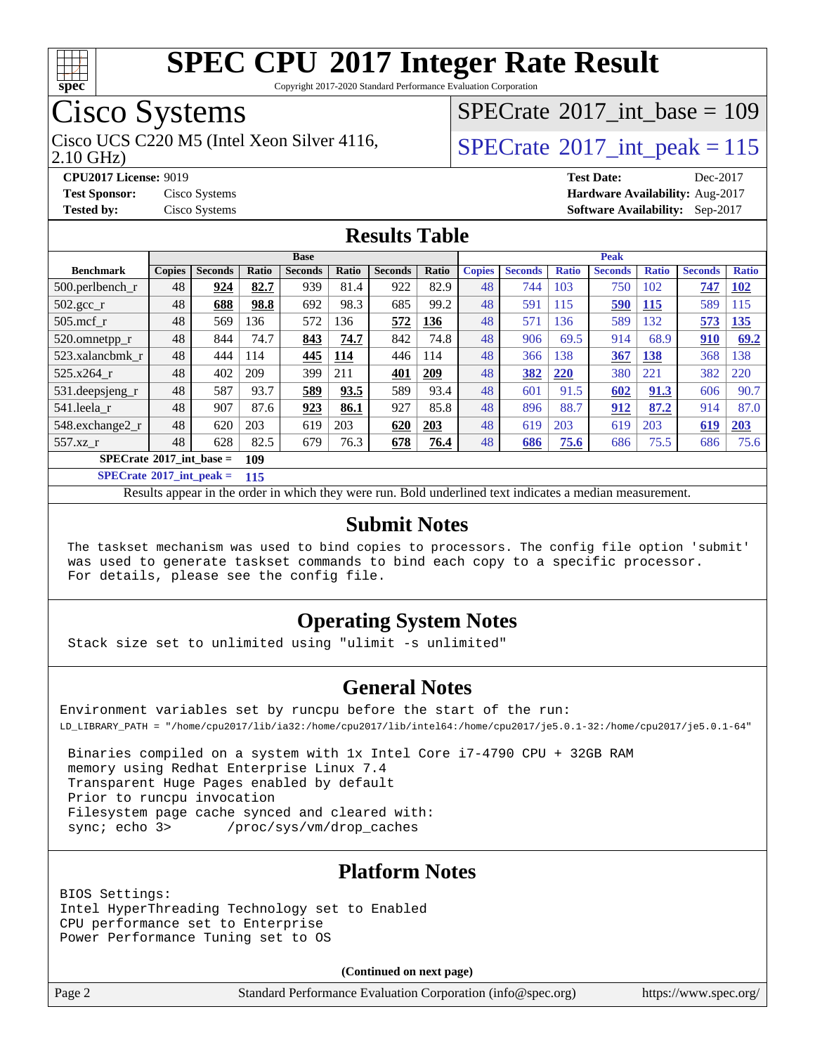# SPEC CPU 2017 Integer Rate Result

Copyright 2017-2020 Standard Performance Evaluation Corporation

## Cisco Systems

Cisco UCS C220 M5 (Intel Xeon Silver 4116, 2.10 GHz)

SPECrate 2017_int_base = 109

SPECrate 2017_int_peak = 115

**CPU2017 License:** 9019
**Test Sponsor:** Cisco Systems
**Tested by:** Cisco Systems

**Test Date:** Dec-2017
**Hardware Availability:** Aug-2017
**Software Availability:** Sep-2017

## Results Table

| Benchmark | Base | | | | | | | Peak | | | | | | |
|---|---|---|---|---|---|---|---|---|---|---|---|---|---|---|
| | Copies | Seconds | Ratio | Seconds | Ratio | Seconds | Ratio | Copies | Seconds | Ratio | Seconds | Ratio | Seconds | Ratio |
| 500.perlbench_r | 48 | **924** | **82.7** | 939 | 81.4 | 922 | 82.9 | 48 | 744 | 103 | 750 | 102 | **747** | **102** |
| 502.gcc_r | 48 | **688** | **98.8** | 692 | 98.3 | 685 | 99.2 | 48 | 591 | 115 | **590** | **115** | 589 | 115 |
| 505.mcf_r | 48 | 569 | 136 | 572 | 136 | **572** | **136** | 48 | 571 | 136 | 589 | 132 | **573** | **135** |
| 520.omnetpp_r | 48 | 844 | 74.7 | **843** | **74.7** | 842 | 74.8 | 48 | 906 | 69.5 | 914 | 68.9 | **910** | **69.2** |
| 523.xalancbmk_r | 48 | 444 | 114 | **445** | **114** | 446 | 114 | 48 | 366 | 138 | **367** | **138** | 368 | 138 |
| 525.x264_r | 48 | 402 | 209 | 399 | 211 | **401** | **209** | 48 | **382** | **220** | 380 | 221 | 382 | 220 |
| 531.deepsjeng_r | 48 | 587 | 93.7 | **589** | **93.5** | 589 | 93.4 | 48 | 601 | 91.5 | **602** | **91.3** | 606 | 90.7 |
| 541.leela_r | 48 | 907 | 87.6 | **923** | **86.1** | 927 | 85.8 | 48 | 896 | 88.7 | **912** | **87.2** | 914 | 87.0 |
| 548.exchange2_r | 48 | 620 | 203 | 619 | 203 | **620** | **203** | 48 | 619 | 203 | 619 | 203 | **619** | **203** |
| 557.xz_r | 48 | 628 | 82.5 | 679 | 76.3 | **678** | **76.4** | 48 | **686** | **75.6** | 686 | 75.5 | 686 | 75.6 |

**SPECrate 2017_int_base = 109**

**SPECrate 2017_int_peak = 115**

Results appear in the order in which they were run. Bold underlined text indicates a median measurement.

## Submit Notes

```
The taskset mechanism was used to bind copies to processors. The config file option 'submit'
was used to generate taskset commands to bind each copy to a specific processor.
For details, please see the config file.
```

## Operating System Notes

```
Stack size set to unlimited using "ulimit -s unlimited"
```

## General Notes

```
Environment variables set by runcpu before the start of the run:
LD_LIBRARY_PATH = "/home/cpu2017/lib/ia32:/home/cpu2017/lib/intel64:/home/cpu2017/je5.0.1-32:/home/cpu2017/je5.0.1-64"

 Binaries compiled on a system with 1x Intel Core i7-4790 CPU + 32GB RAM
 memory using Redhat Enterprise Linux 7.4
 Transparent Huge Pages enabled by default
 Prior to runcpu invocation
 Filesystem page cache synced and cleared with:
 sync; echo 3>       /proc/sys/vm/drop_caches
```

## Platform Notes

```
BIOS Settings:
Intel HyperThreading Technology set to Enabled
CPU performance set to Enterprise
Power Performance Tuning set to OS
```

**(Continued on next page)**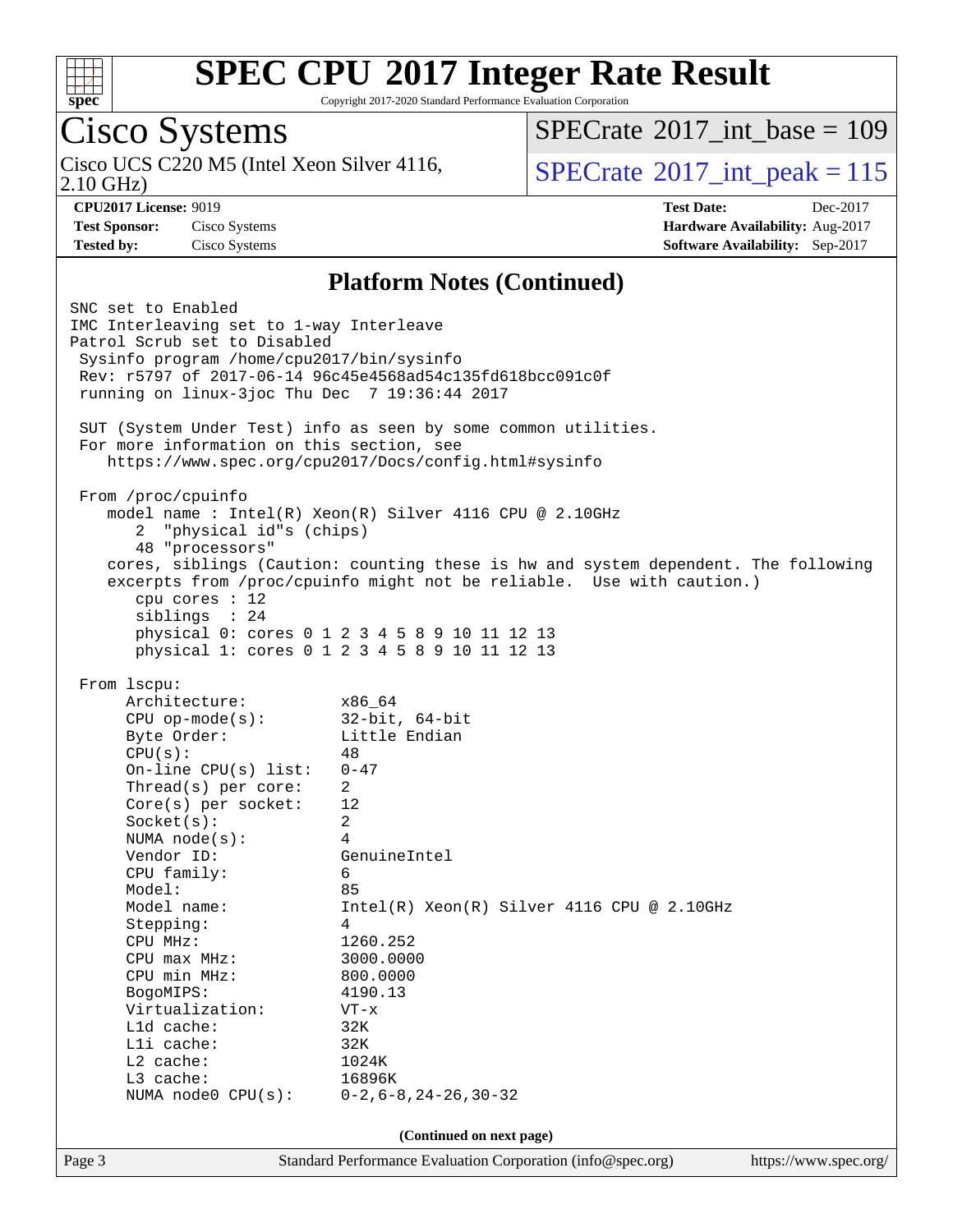# SPEC CPU 2017 Integer Rate Result

Copyright 2017-2020 Standard Performance Evaluation Corporation

## Cisco Systems

Cisco UCS C220 M5 (Intel Xeon Silver 4116, 2.10 GHz)

SPECrate 2017_int_base = 109

SPECrate 2017_int_peak = 115

**CPU2017 License:** 9019
**Test Sponsor:** Cisco Systems
**Tested by:** Cisco Systems

**Test Date:** Dec-2017
**Hardware Availability:** Aug-2017
**Software Availability:** Sep-2017

### Platform Notes (Continued)

```
SNC set to Enabled
IMC Interleaving set to 1-way Interleave
Patrol Scrub set to Disabled
 Sysinfo program /home/cpu2017/bin/sysinfo
 Rev: r5797 of 2017-06-14 96c45e4568ad54c135fd618bcc091c0f
 running on linux-3joc Thu Dec  7 19:36:44 2017

 SUT (System Under Test) info as seen by some common utilities.
 For more information on this section, see
    https://www.spec.org/cpu2017/Docs/config.html#sysinfo

 From /proc/cpuinfo
    model name : Intel(R) Xeon(R) Silver 4116 CPU @ 2.10GHz
       2  "physical id"s (chips)
       48 "processors"
    cores, siblings (Caution: counting these is hw and system dependent. The following
    excerpts from /proc/cpuinfo might not be reliable.  Use with caution.)
       cpu cores : 12
       siblings  : 24
       physical 0: cores 0 1 2 3 4 5 8 9 10 11 12 13
       physical 1: cores 0 1 2 3 4 5 8 9 10 11 12 13

 From lscpu:
      Architecture:          x86_64
      CPU op-mode(s):        32-bit, 64-bit
      Byte Order:            Little Endian
      CPU(s):                48
      On-line CPU(s) list:   0-47
      Thread(s) per core:    2
      Core(s) per socket:    12
      Socket(s):             2
      NUMA node(s):          4
      Vendor ID:             GenuineIntel
      CPU family:            6
      Model:                 85
      Model name:            Intel(R) Xeon(R) Silver 4116 CPU @ 2.10GHz
      Stepping:              4
      CPU MHz:               1260.252
      CPU max MHz:           3000.0000
      CPU min MHz:           800.0000
      BogoMIPS:              4190.13
      Virtualization:        VT-x
      L1d cache:             32K
      L1i cache:             32K
      L2 cache:              1024K
      L3 cache:              16896K
      NUMA node0 CPU(s):     0-2,6-8,24-26,30-32
```

(Continued on next page)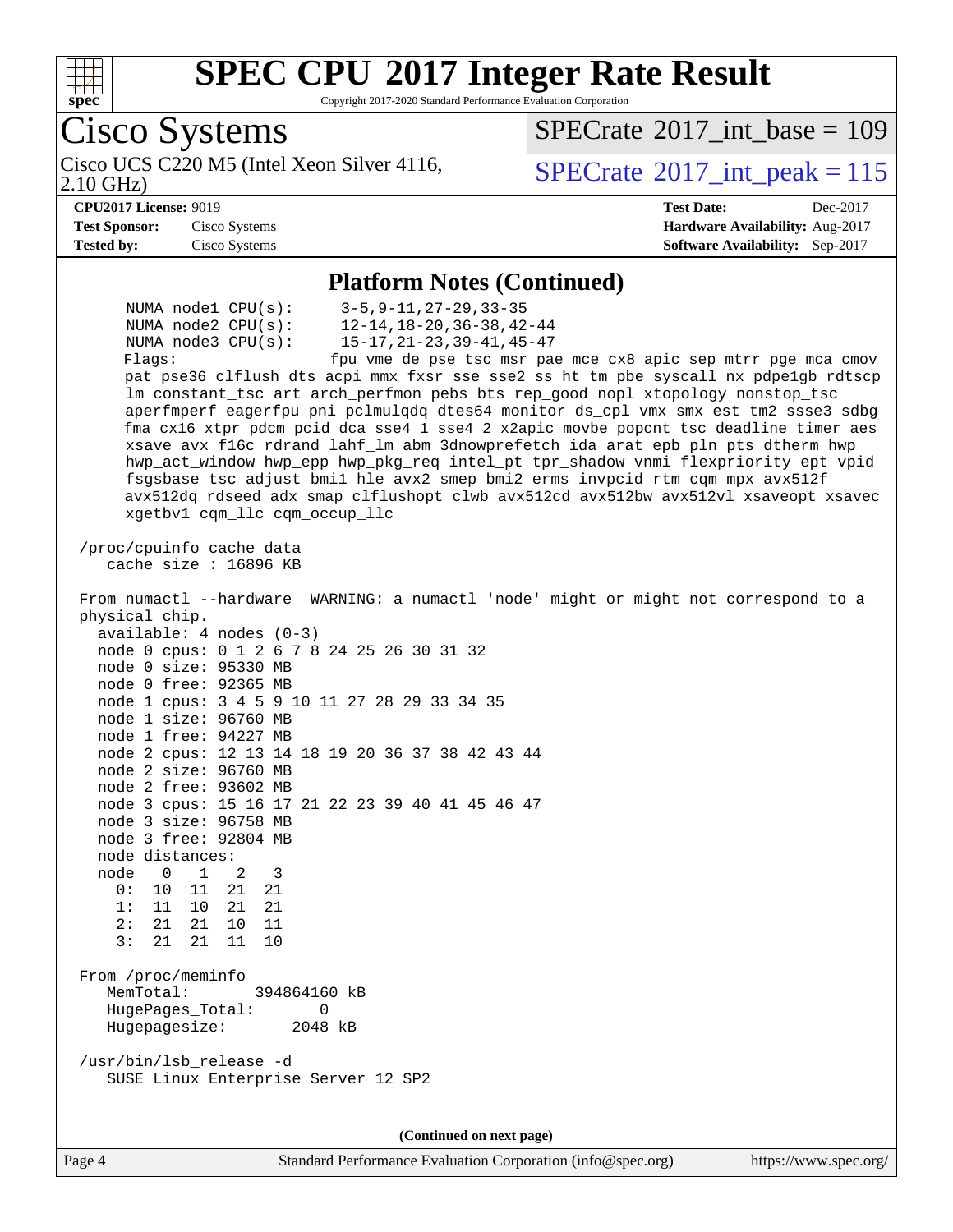# SPEC CPU 2017 Integer Rate Result

Copyright 2017-2020 Standard Performance Evaluation Corporation

## Cisco Systems

Cisco UCS C220 M5 (Intel Xeon Silver 4116, 2.10 GHz)

SPECrate 2017_int_base = 109

SPECrate 2017_int_peak = 115

**CPU2017 License:** 9019
**Test Sponsor:** Cisco Systems
**Tested by:** Cisco Systems

**Test Date:** Dec-2017
**Hardware Availability:** Aug-2017
**Software Availability:** Sep-2017

### Platform Notes (Continued)

```
      NUMA node1 CPU(s):     3-5,9-11,27-29,33-35
      NUMA node2 CPU(s):     12-14,18-20,36-38,42-44
      NUMA node3 CPU(s):     15-17,21-23,39-41,45-47
      Flags:                 fpu vme de pse tsc msr pae mce cx8 apic sep mtrr pge mca cmov
      pat pse36 clflush dts acpi mmx fxsr sse sse2 ss ht tm pbe syscall nx pdpe1gb rdtscp
      lm constant_tsc art arch_perfmon pebs bts rep_good nopl xtopology nonstop_tsc
      aperfmperf eagerfpu pni pclmulqdq dtes64 monitor ds_cpl vmx smx est tm2 ssse3 sdbg
      fma cx16 xtpr pdcm pcid dca sse4_1 sse4_2 x2apic movbe popcnt tsc_deadline_timer aes
      xsave avx f16c rdrand lahf_lm abm 3dnowprefetch ida arat epb pln pts dtherm hwp
      hwp_act_window hwp_epp hwp_pkg_req intel_pt tpr_shadow vnmi flexpriority ept vpid
      fsgsbase tsc_adjust bmi1 hle avx2 smep bmi2 erms invpcid rtm cqm mpx avx512f
      avx512dq rdseed adx smap clflushopt clwb avx512cd avx512bw avx512vl xsaveopt xsavec
      xgetbv1 cqm_llc cqm_occup_llc

 /proc/cpuinfo cache data
    cache size : 16896 KB

 From numactl --hardware  WARNING: a numactl 'node' might or might not correspond to a
 physical chip.
   available: 4 nodes (0-3)
   node 0 cpus: 0 1 2 6 7 8 24 25 26 30 31 32
   node 0 size: 95330 MB
   node 0 free: 92365 MB
   node 1 cpus: 3 4 5 9 10 11 27 28 29 33 34 35
   node 1 size: 96760 MB
   node 1 free: 94227 MB
   node 2 cpus: 12 13 14 18 19 20 36 37 38 42 43 44
   node 2 size: 96760 MB
   node 2 free: 93602 MB
   node 3 cpus: 15 16 17 21 22 23 39 40 41 45 46 47
   node 3 size: 96758 MB
   node 3 free: 92804 MB
   node distances:
   node   0   1   2   3
     0:  10  11  21  21
     1:  11  10  21  21
     2:  21  21  10  11
     3:  21  21  11  10

 From /proc/meminfo
    MemTotal:       394864160 kB
    HugePages_Total:       0
    Hugepagesize:       2048 kB

 /usr/bin/lsb_release -d
    SUSE Linux Enterprise Server 12 SP2
```

(Continued on next page)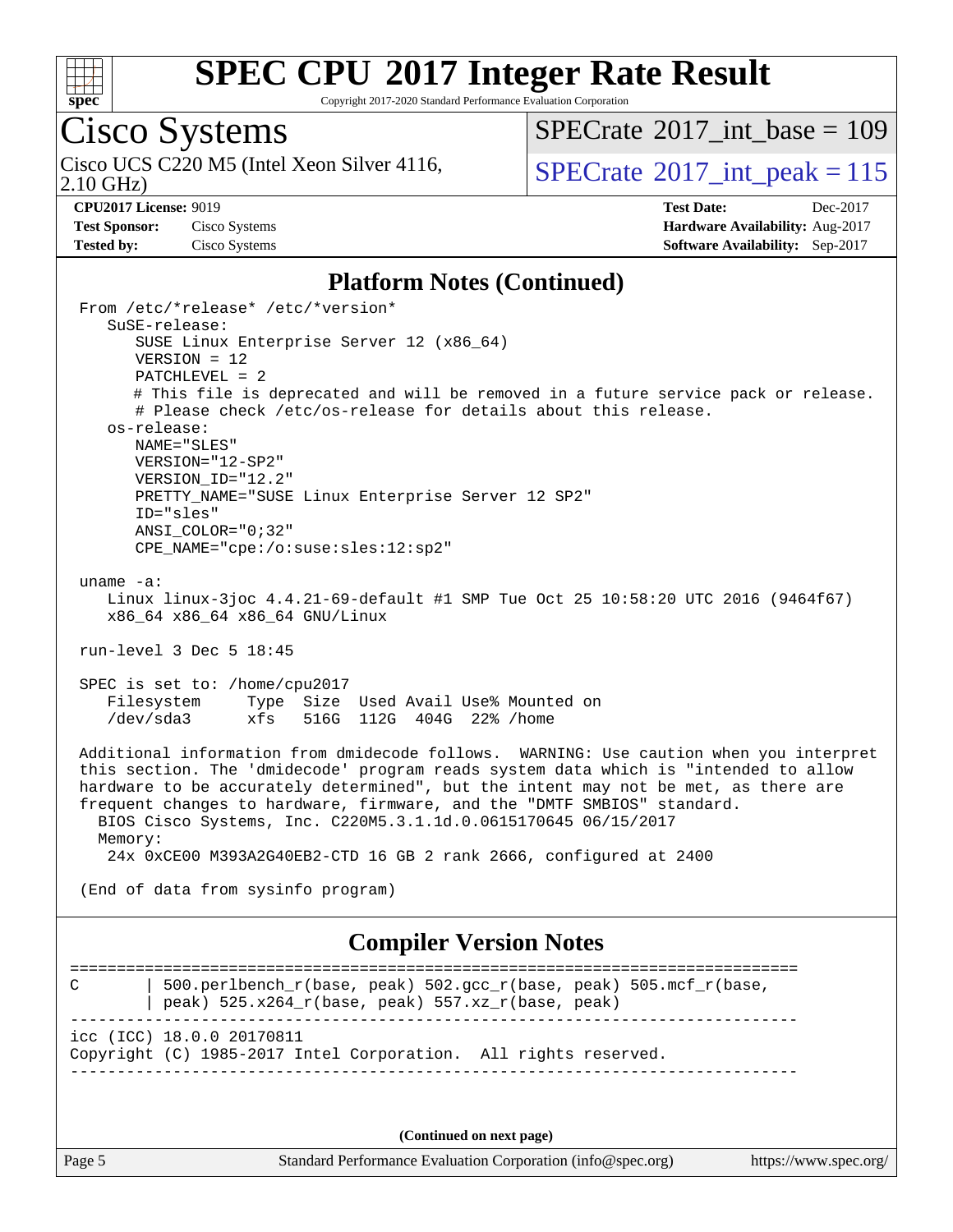## Platform Notes (Continued)

```
 From /etc/*release* /etc/*version*
    SuSE-release:
       SUSE Linux Enterprise Server 12 (x86_64)
       VERSION = 12
       PATCHLEVEL = 2
       # This file is deprecated and will be removed in a future service pack or release.
       # Please check /etc/os-release for details about this release.
    os-release:
       NAME="SLES"
       VERSION="12-SP2"
       VERSION_ID="12.2"
       PRETTY_NAME="SUSE Linux Enterprise Server 12 SP2"
       ID="sles"
       ANSI_COLOR="0;32"
       CPE_NAME="cpe:/o:suse:sles:12:sp2"

 uname -a:
    Linux linux-3joc 4.4.21-69-default #1 SMP Tue Oct 25 10:58:20 UTC 2016 (9464f67)
    x86_64 x86_64 x86_64 GNU/Linux

 run-level 3 Dec 5 18:45

 SPEC is set to: /home/cpu2017
    Filesystem     Type  Size  Used Avail Use% Mounted on
    /dev/sda3      xfs   516G  112G  404G  22% /home

 Additional information from dmidecode follows.  WARNING: Use caution when you interpret
 this section. The 'dmidecode' program reads system data which is "intended to allow
 hardware to be accurately determined", but the intent may not be met, as there are
 frequent changes to hardware, firmware, and the "DMTF SMBIOS" standard.
   BIOS Cisco Systems, Inc. C220M5.3.1.1d.0.0615170645 06/15/2017
   Memory:
    24x 0xCE00 M393A2G40EB2-CTD 16 GB 2 rank 2666, configured at 2400

 (End of data from sysinfo program)
```

## Compiler Version Notes

```
==============================================================================
C       | 500.perlbench_r(base, peak) 502.gcc_r(base, peak) 505.mcf_r(base,
        | peak) 525.x264_r(base, peak) 557.xz_r(base, peak)
------------------------------------------------------------------------------
icc (ICC) 18.0.0 20170811
Copyright (C) 1985-2017 Intel Corporation.  All rights reserved.
------------------------------------------------------------------------------
```

(Continued on next page)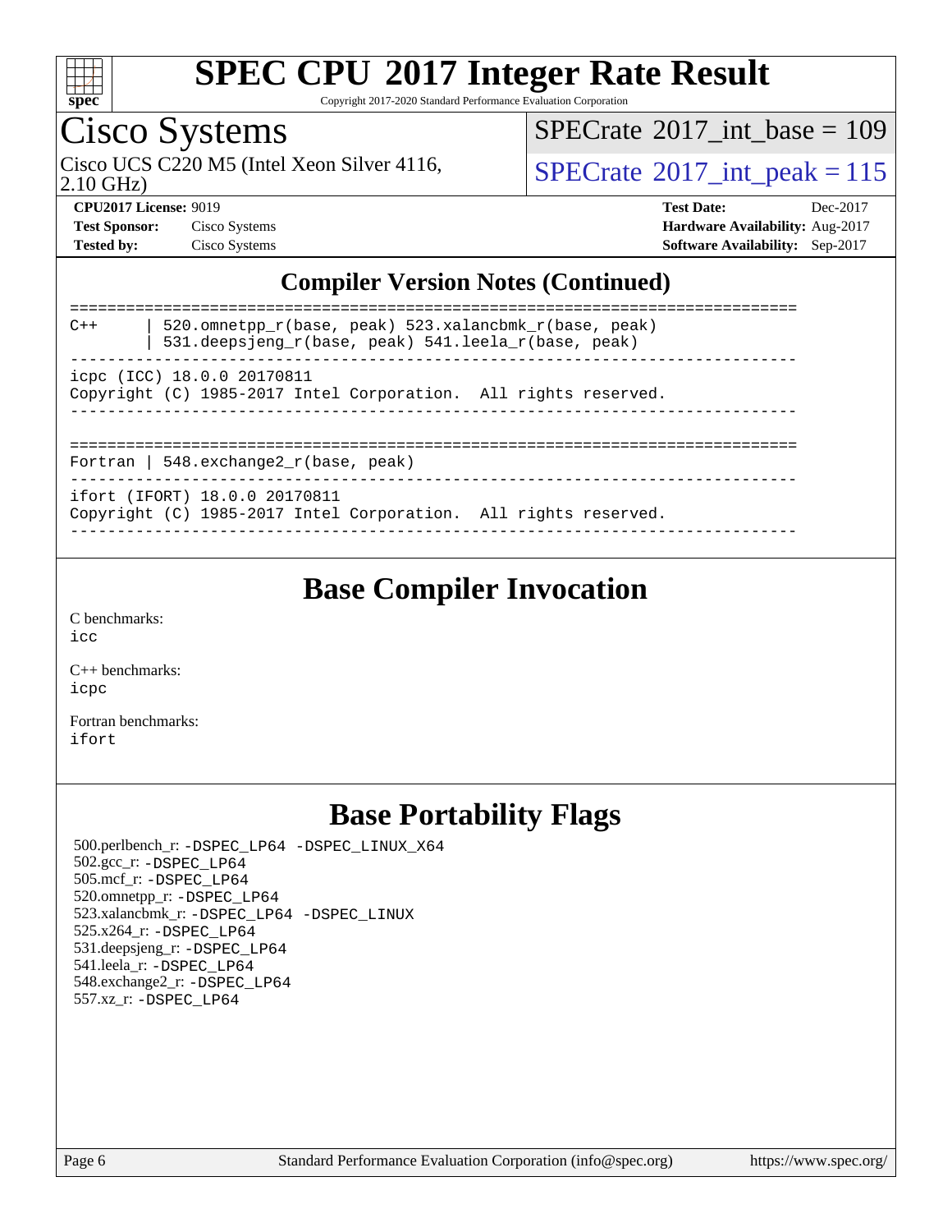# SPEC CPU 2017 Integer Rate Result

Copyright 2017-2020 Standard Performance Evaluation Corporation

## Cisco Systems

Cisco UCS C220 M5 (Intel Xeon Silver 4116, 2.10 GHz)

SPECrate 2017_int_base = 109

SPECrate 2017_int_peak = 115

**CPU2017 License:** 9019
**Test Sponsor:** Cisco Systems
**Tested by:** Cisco Systems

**Test Date:** Dec-2017
**Hardware Availability:** Aug-2017
**Software Availability:** Sep-2017

## Compiler Version Notes (Continued)

```
==============================================================================
C++      | 520.omnetpp_r(base, peak) 523.xalancbmk_r(base, peak)
         | 531.deepsjeng_r(base, peak) 541.leela_r(base, peak)
------------------------------------------------------------------------------
icpc (ICC) 18.0.0 20170811
Copyright (C) 1985-2017 Intel Corporation.  All rights reserved.
------------------------------------------------------------------------------

==============================================================================
Fortran | 548.exchange2_r(base, peak)
------------------------------------------------------------------------------
ifort (IFORT) 18.0.0 20170811
Copyright (C) 1985-2017 Intel Corporation.  All rights reserved.
------------------------------------------------------------------------------
```

## Base Compiler Invocation

C benchmarks:
icc

C++ benchmarks:
icpc

Fortran benchmarks:
ifort

## Base Portability Flags

500.perlbench_r: -DSPEC_LP64 -DSPEC_LINUX_X64
502.gcc_r: -DSPEC_LP64
505.mcf_r: -DSPEC_LP64
520.omnetpp_r: -DSPEC_LP64
523.xalancbmk_r: -DSPEC_LP64 -DSPEC_LINUX
525.x264_r: -DSPEC_LP64
531.deepsjeng_r: -DSPEC_LP64
541.leela_r: -DSPEC_LP64
548.exchange2_r: -DSPEC_LP64
557.xz_r: -DSPEC_LP64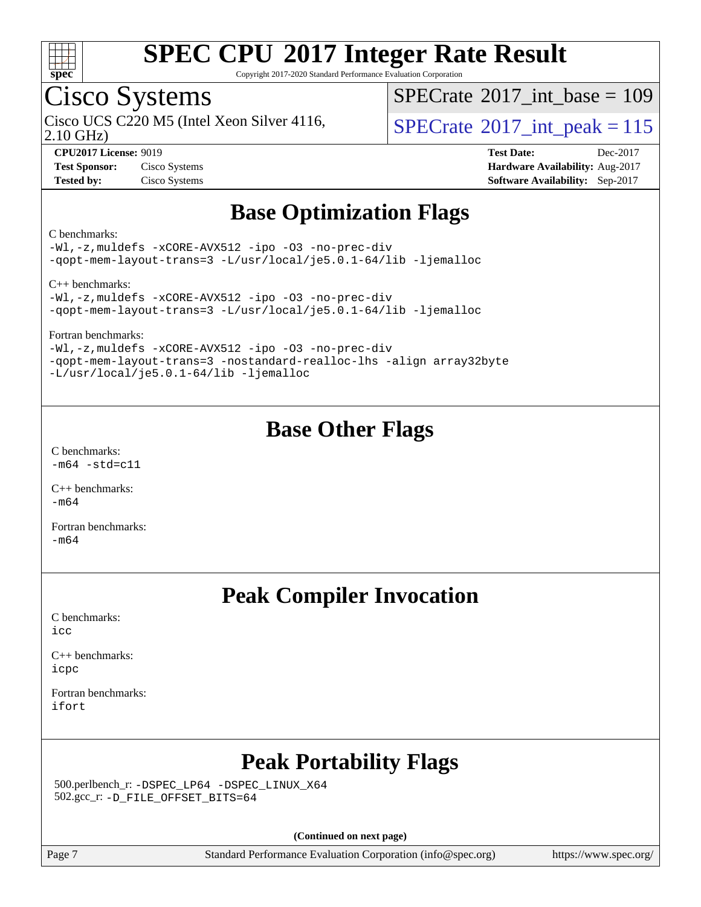# Base Optimization Flags

C benchmarks:

```
-Wl,-z,muldefs -xCORE-AVX512 -ipo -O3 -no-prec-div
-qopt-mem-layout-trans=3 -L/usr/local/je5.0.1-64/lib -ljemalloc
```

C++ benchmarks:

```
-Wl,-z,muldefs -xCORE-AVX512 -ipo -O3 -no-prec-div
-qopt-mem-layout-trans=3 -L/usr/local/je5.0.1-64/lib -ljemalloc
```

Fortran benchmarks:

```
-Wl,-z,muldefs -xCORE-AVX512 -ipo -O3 -no-prec-div
-qopt-mem-layout-trans=3 -nostandard-realloc-lhs -align array32byte
-L/usr/local/je5.0.1-64/lib -ljemalloc
```

# Base Other Flags

C benchmarks:

```
-m64 -std=c11
```

C++ benchmarks:

```
-m64
```

Fortran benchmarks:

```
-m64
```

# Peak Compiler Invocation

C benchmarks:

```
icc
```

C++ benchmarks:

```
icpc
```

Fortran benchmarks:

```
ifort
```

# Peak Portability Flags

500.perlbench_r: `-DSPEC_LP64 -DSPEC_LINUX_X64`

502.gcc_r: `-D_FILE_OFFSET_BITS=64`

**(Continued on next page)**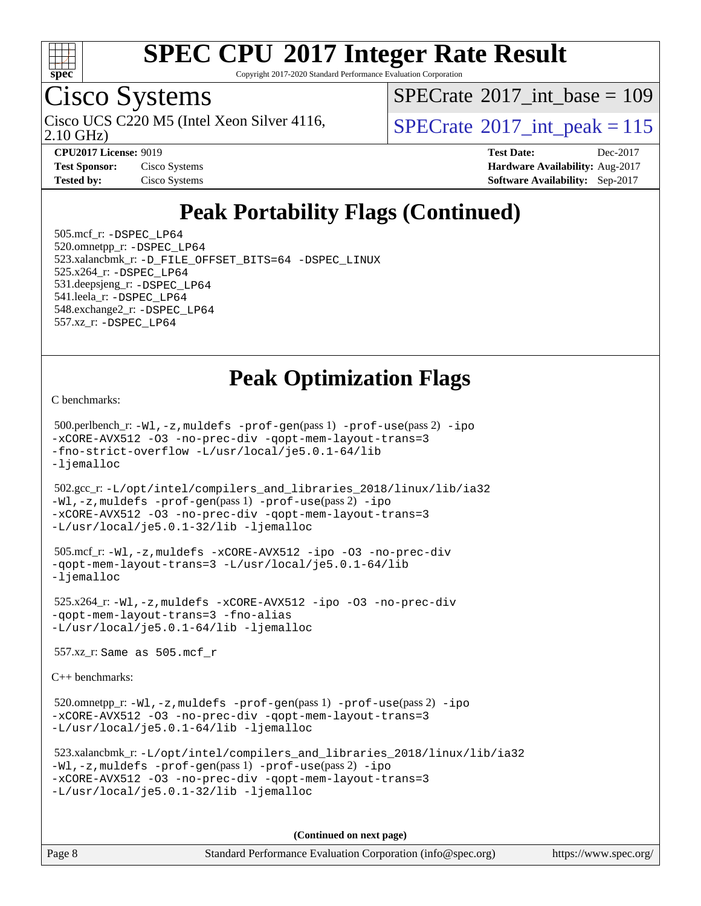# Peak Portability Flags (Continued)

505.mcf_r: -DSPEC_LP64
520.omnetpp_r: -DSPEC_LP64
523.xalancbmk_r: -D_FILE_OFFSET_BITS=64 -DSPEC_LINUX
525.x264_r: -DSPEC_LP64
531.deepsjeng_r: -DSPEC_LP64
541.leela_r: -DSPEC_LP64
548.exchange2_r: -DSPEC_LP64
557.xz_r: -DSPEC_LP64

# Peak Optimization Flags

C benchmarks:

500.perlbench_r: -Wl,-z,muldefs -prof-gen(pass 1) -prof-use(pass 2) -ipo -xCORE-AVX512 -O3 -no-prec-div -qopt-mem-layout-trans=3 -fno-strict-overflow -L/usr/local/je5.0.1-64/lib -ljemalloc

502.gcc_r: -L/opt/intel/compilers_and_libraries_2018/linux/lib/ia32 -Wl,-z,muldefs -prof-gen(pass 1) -prof-use(pass 2) -ipo -xCORE-AVX512 -O3 -no-prec-div -qopt-mem-layout-trans=3 -L/usr/local/je5.0.1-32/lib -ljemalloc

505.mcf_r: -Wl,-z,muldefs -xCORE-AVX512 -ipo -O3 -no-prec-div -qopt-mem-layout-trans=3 -L/usr/local/je5.0.1-64/lib -ljemalloc

525.x264_r: -Wl,-z,muldefs -xCORE-AVX512 -ipo -O3 -no-prec-div -qopt-mem-layout-trans=3 -fno-alias -L/usr/local/je5.0.1-64/lib -ljemalloc

557.xz_r: Same as 505.mcf_r

C++ benchmarks:

520.omnetpp_r: -Wl,-z,muldefs -prof-gen(pass 1) -prof-use(pass 2) -ipo -xCORE-AVX512 -O3 -no-prec-div -qopt-mem-layout-trans=3 -L/usr/local/je5.0.1-64/lib -ljemalloc

523.xalancbmk_r: -L/opt/intel/compilers_and_libraries_2018/linux/lib/ia32 -Wl,-z,muldefs -prof-gen(pass 1) -prof-use(pass 2) -ipo -xCORE-AVX512 -O3 -no-prec-div -qopt-mem-layout-trans=3 -L/usr/local/je5.0.1-32/lib -ljemalloc

(Continued on next page)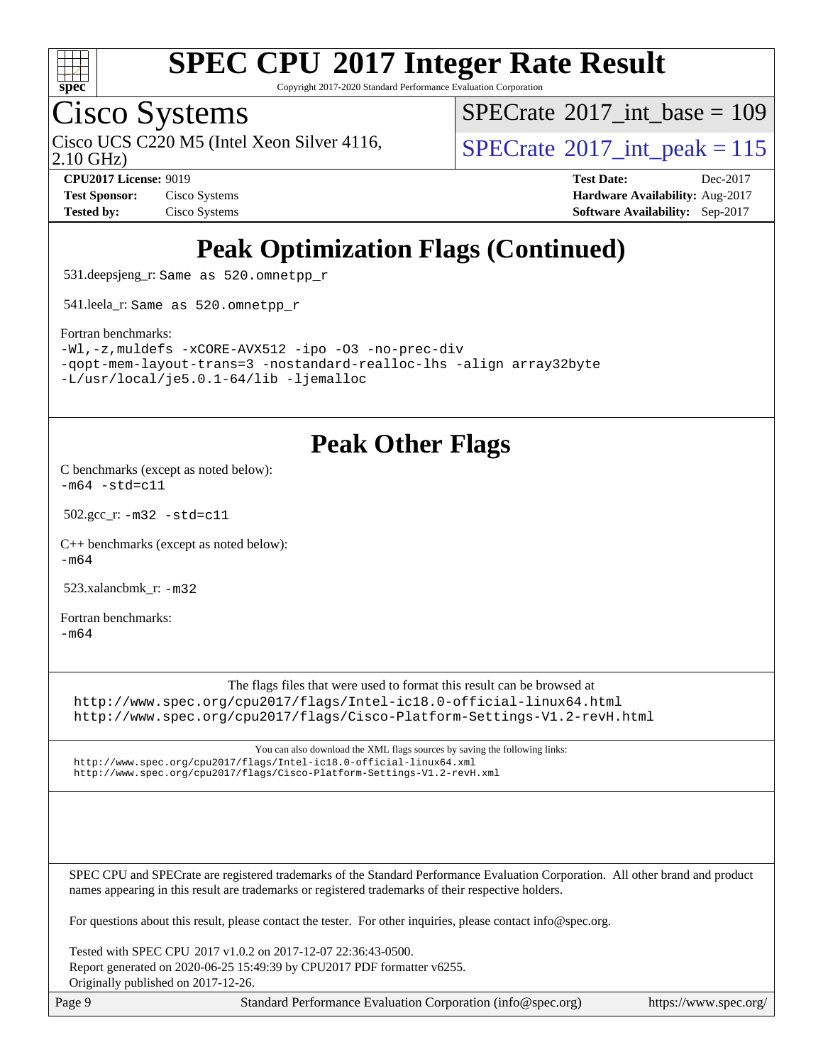# SPEC CPU 2017 Integer Rate Result

Copyright 2017-2020 Standard Performance Evaluation Corporation

## Cisco Systems

Cisco UCS C220 M5 (Intel Xeon Silver 4116, 2.10 GHz)

SPECrate 2017_int_base = 109

SPECrate 2017_int_peak = 115

**CPU2017 License:** 9019
**Test Sponsor:** Cisco Systems
**Tested by:** Cisco Systems

**Test Date:** Dec-2017
**Hardware Availability:** Aug-2017
**Software Availability:** Sep-2017

## Peak Optimization Flags (Continued)

531.deepsjeng_r: Same as 520.omnetpp_r

541.leela_r: Same as 520.omnetpp_r

Fortran benchmarks:

```
-Wl,-z,muldefs -xCORE-AVX512 -ipo -O3 -no-prec-div
-qopt-mem-layout-trans=3 -nostandard-realloc-lhs -align array32byte
-L/usr/local/je5.0.1-64/lib -ljemalloc
```

## Peak Other Flags

C benchmarks (except as noted below):
`-m64 -std=c11`

502.gcc_r: `-m32 -std=c11`

C++ benchmarks (except as noted below):
`-m64`

523.xalancbmk_r: `-m32`

Fortran benchmarks:
`-m64`

The flags files that were used to format this result can be browsed at
http://www.spec.org/cpu2017/flags/Intel-ic18.0-official-linux64.html
http://www.spec.org/cpu2017/flags/Cisco-Platform-Settings-V1.2-revH.html

You can also download the XML flags sources by saving the following links:
http://www.spec.org/cpu2017/flags/Intel-ic18.0-official-linux64.xml
http://www.spec.org/cpu2017/flags/Cisco-Platform-Settings-V1.2-revH.xml

SPEC CPU and SPECrate are registered trademarks of the Standard Performance Evaluation Corporation. All other brand and product names appearing in this result are trademarks or registered trademarks of their respective holders.

For questions about this result, please contact the tester. For other inquiries, please contact info@spec.org.

Tested with SPEC CPU 2017 v1.0.2 on 2017-12-07 22:36:43-0500.
Report generated on 2020-06-25 15:49:39 by CPU2017 PDF formatter v6255.
Originally published on 2017-12-26.